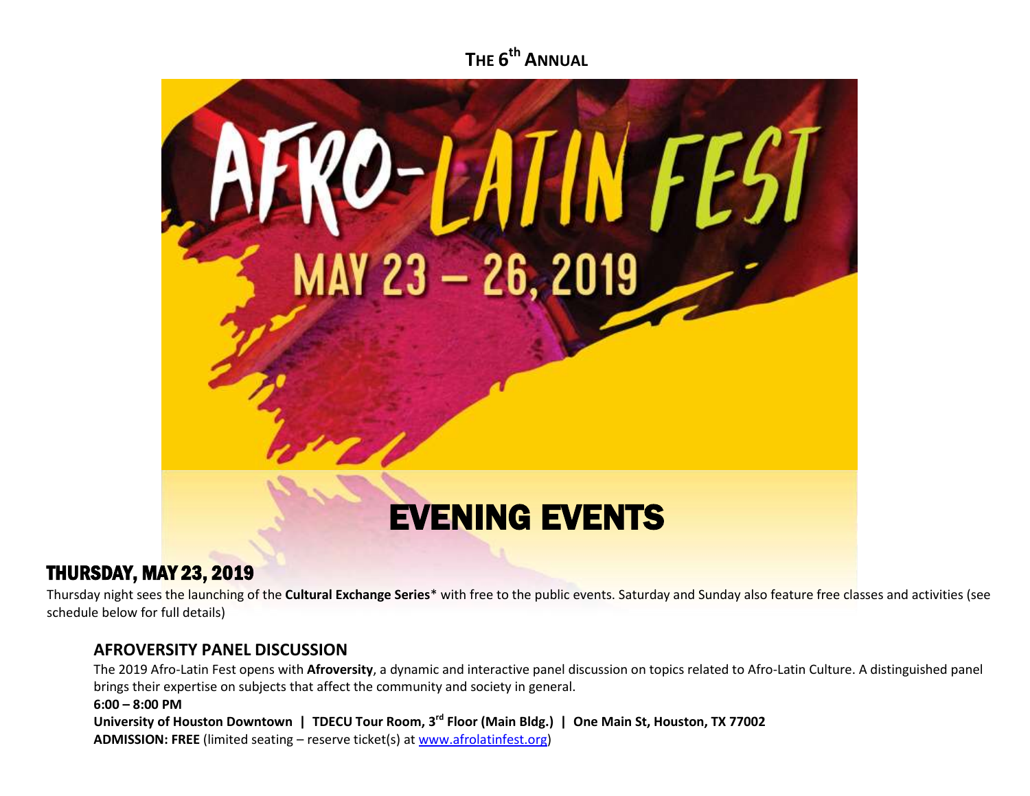THE 6th ANNUAL

# AFRO-LATIN FEST

MAY 23 – 26, 2019

# EVENING EVENTS

## THURSDAY, MAY 23, 2019

Thursday night sees the launching of the **Cultural Exchange Series*** with free to the public events. Saturday and Sunday also feature free classes and activities (see schedule below for full details)

### AFROVERSITY PANEL DISCUSSION

The 2019 Afro-Latin Fest opens with **Afroversity**, a dynamic and interactive panel discussion on topics related to Afro-Latin Culture. A distinguished panel brings their expertise on subjects that affect the community and society in general.

**6:00 – 8:00 PM**

**University of Houston Downtown | TDECU Tour Room, 3rd Floor (Main Bldg.) | One Main St, Houston, TX 77002**

**ADMISSION: FREE** (limited seating – reserve ticket(s) at www.afrolatinfest.org)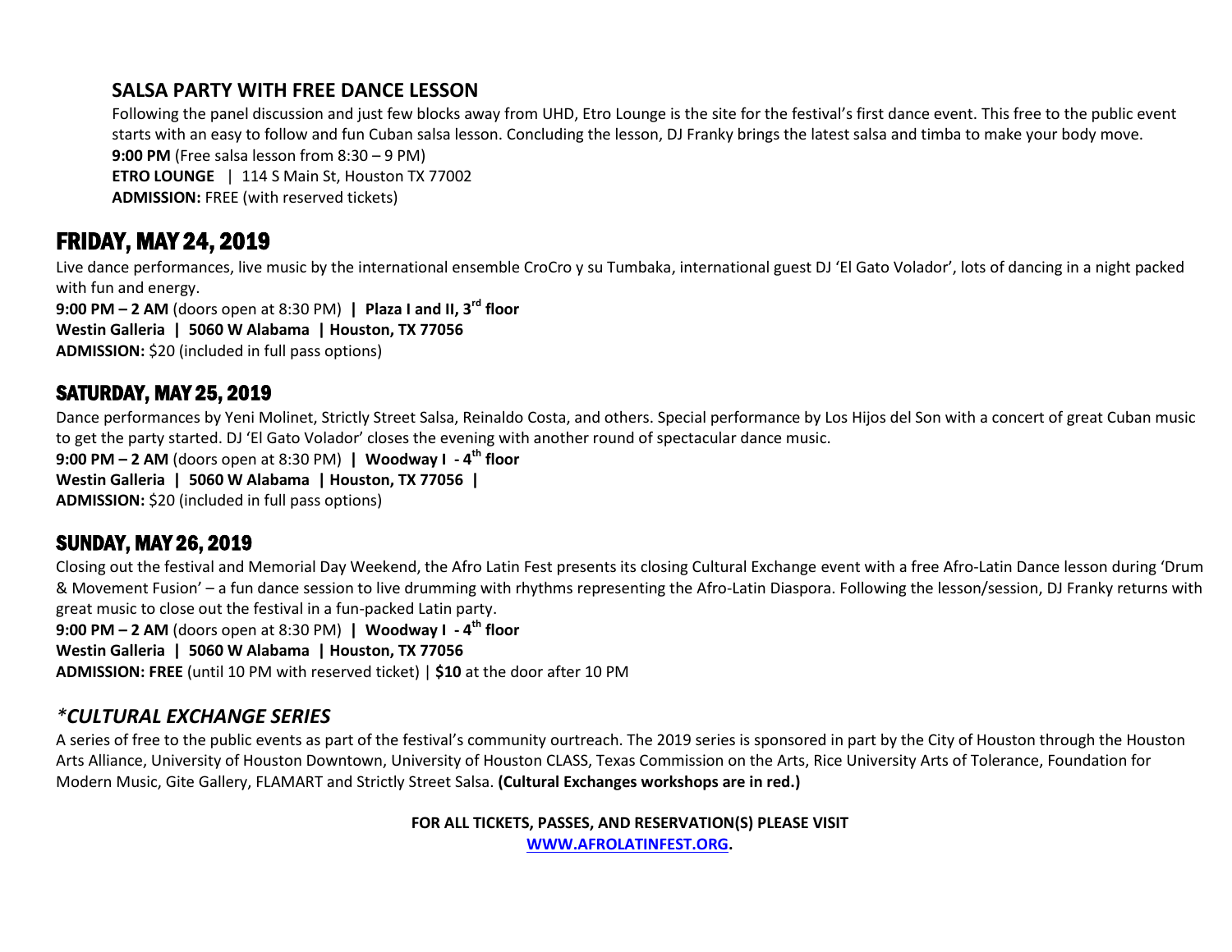### SALSA PARTY WITH FREE DANCE LESSON

Following the panel discussion and just few blocks away from UHD, Etro Lounge is the site for the festival's first dance event. This free to the public event starts with an easy to follow and fun Cuban salsa lesson. Concluding the lesson, DJ Franky brings the latest salsa and timba to make your body move.

**9:00 PM** (Free salsa lesson from 8:30 – 9 PM)
**ETRO LOUNGE** | 114 S Main St, Houston TX 77002
**ADMISSION:** FREE (with reserved tickets)

## FRIDAY, MAY 24, 2019

Live dance performances, live music by the international ensemble CroCro y su Tumbaka, international guest DJ 'El Gato Volador', lots of dancing in a night packed with fun and energy.

**9:00 PM – 2 AM** (doors open at 8:30 PM) **| Plaza I and II, 3rd floor**
**Westin Galleria | 5060 W Alabama | Houston, TX 77056**
**ADMISSION:** $20 (included in full pass options)

## SATURDAY, MAY 25, 2019

Dance performances by Yeni Molinet, Strictly Street Salsa, Reinaldo Costa, and others. Special performance by Los Hijos del Son with a concert of great Cuban music to get the party started. DJ 'El Gato Volador' closes the evening with another round of spectacular dance music.

**9:00 PM – 2 AM** (doors open at 8:30 PM) **| Woodway I - 4th floor**
**Westin Galleria | 5060 W Alabama | Houston, TX 77056 |**
**ADMISSION:** $20 (included in full pass options)

## SUNDAY, MAY 26, 2019

Closing out the festival and Memorial Day Weekend, the Afro Latin Fest presents its closing Cultural Exchange event with a free Afro-Latin Dance lesson during 'Drum & Movement Fusion' – a fun dance session to live drumming with rhythms representing the Afro-Latin Diaspora. Following the lesson/session, DJ Franky returns with great music to close out the festival in a fun-packed Latin party.

**9:00 PM – 2 AM** (doors open at 8:30 PM) **| Woodway I - 4th floor**
**Westin Galleria | 5060 W Alabama | Houston, TX 77056**
**ADMISSION: FREE** (until 10 PM with reserved ticket) | **$10** at the door after 10 PM

## *\*CULTURAL EXCHANGE SERIES*

A series of free to the public events as part of the festival's community ourtreach. The 2019 series is sponsored in part by the City of Houston through the Houston Arts Alliance, University of Houston Downtown, University of Houston CLASS, Texas Commission on the Arts, Rice University Arts of Tolerance, Foundation for Modern Music, Gite Gallery, FLAMART and Strictly Street Salsa. **(Cultural Exchanges workshops are in red.)**

**FOR ALL TICKETS, PASSES, AND RESERVATION(S) PLEASE VISIT**
**WWW.AFROLATINFEST.ORG.**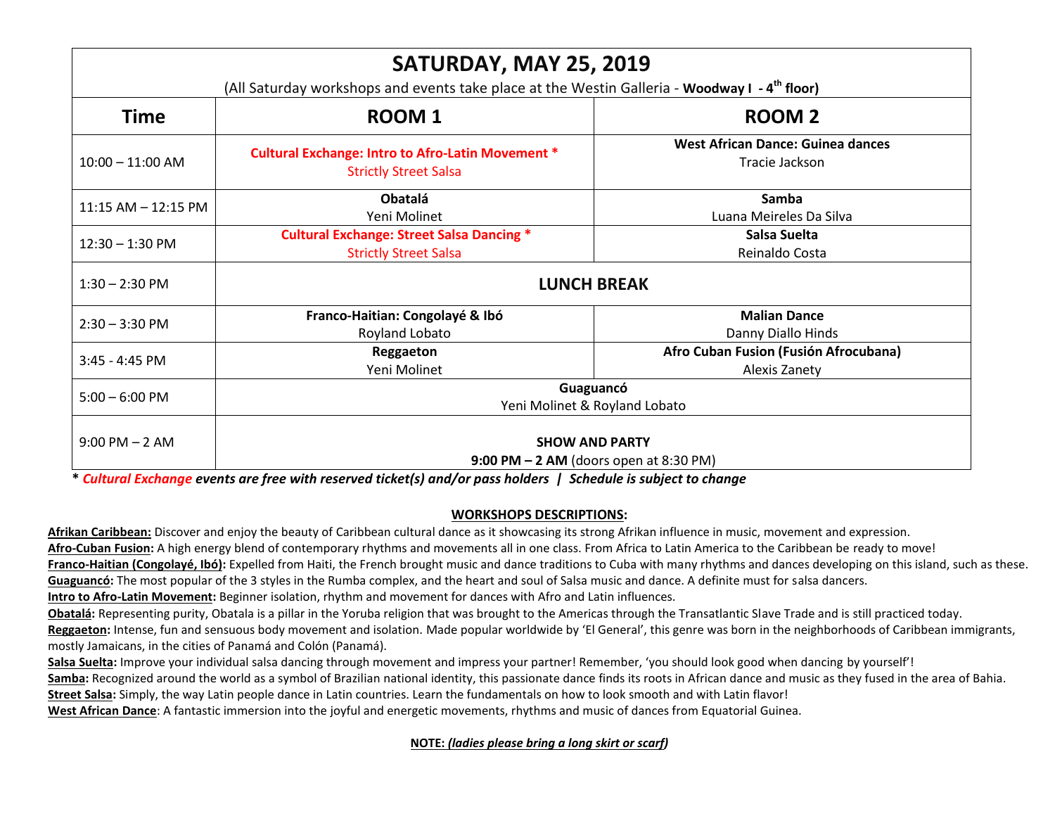# SATURDAY, MAY 25, 2019

(All Saturday workshops and events take place at the Westin Galleria - **Woodway I - 4th floor)**

| Time | ROOM 1 | ROOM 2 |
|---|---|---|
| 10:00 – 11:00 AM | **Cultural Exchange: Intro to Afro-Latin Movement *** Strictly Street Salsa | **West African Dance: Guinea dances** Tracie Jackson |
| 11:15 AM – 12:15 PM | **Obatalá** Yeni Molinet | **Samba** Luana Meireles Da Silva |
| 12:30 – 1:30 PM | **Cultural Exchange: Street Salsa Dancing *** Strictly Street Salsa | **Salsa Suelta** Reinaldo Costa |
| 1:30 – 2:30 PM | **LUNCH BREAK** | |
| 2:30 – 3:30 PM | **Franco-Haitian: Congolayé & Ibó** Royland Lobato | **Malian Dance** Danny Diallo Hinds |
| 3:45 - 4:45 PM | **Reggaeton** Yeni Molinet | **Afro Cuban Fusion (Fusión Afrocubana)** Alexis Zanety |
| 5:00 – 6:00 PM | **Guaguancó** Yeni Molinet & Royland Lobato | |
| 9:00 PM – 2 AM | **SHOW AND PARTY** **9:00 PM – 2 AM** (doors open at 8:30 PM) | |

***** ***Cultural Exchange events are free with reserved ticket(s) and/or pass holders | Schedule is subject to change***

## WORKSHOPS DESCRIPTIONS:

**Afrikan Caribbean:** Discover and enjoy the beauty of Caribbean cultural dance as it showcasing its strong Afrikan influence in music, movement and expression.

**Afro-Cuban Fusion:** A high energy blend of contemporary rhythms and movements all in one class. From Africa to Latin America to the Caribbean be ready to move!

**Franco-Haitian (Congolayé, Ibó):** Expelled from Haiti, the French brought music and dance traditions to Cuba with many rhythms and dances developing on this island, such as these.

**Guaguancó:** The most popular of the 3 styles in the Rumba complex, and the heart and soul of Salsa music and dance. A definite must for salsa dancers.

**Intro to Afro-Latin Movement:** Beginner isolation, rhythm and movement for dances with Afro and Latin influences.

**Obatalá:** Representing purity, Obatala is a pillar in the Yoruba religion that was brought to the Americas through the Transatlantic Slave Trade and is still practiced today.

**Reggaeton:** Intense, fun and sensuous body movement and isolation. Made popular worldwide by 'El General', this genre was born in the neighborhoods of Caribbean immigrants, mostly Jamaicans, in the cities of Panamá and Colón (Panamá).

**Salsa Suelta:** Improve your individual salsa dancing through movement and impress your partner! Remember, 'you should look good when dancing by yourself'!

**Samba:** Recognized around the world as a symbol of Brazilian national identity, this passionate dance finds its roots in African dance and music as they fused in the area of Bahia.

**Street Salsa:** Simply, the way Latin people dance in Latin countries. Learn the fundamentals on how to look smooth and with Latin flavor!

**West African Dance**: A fantastic immersion into the joyful and energetic movements, rhythms and music of dances from Equatorial Guinea.

**NOTE:** ***(ladies please bring a long skirt or scarf)***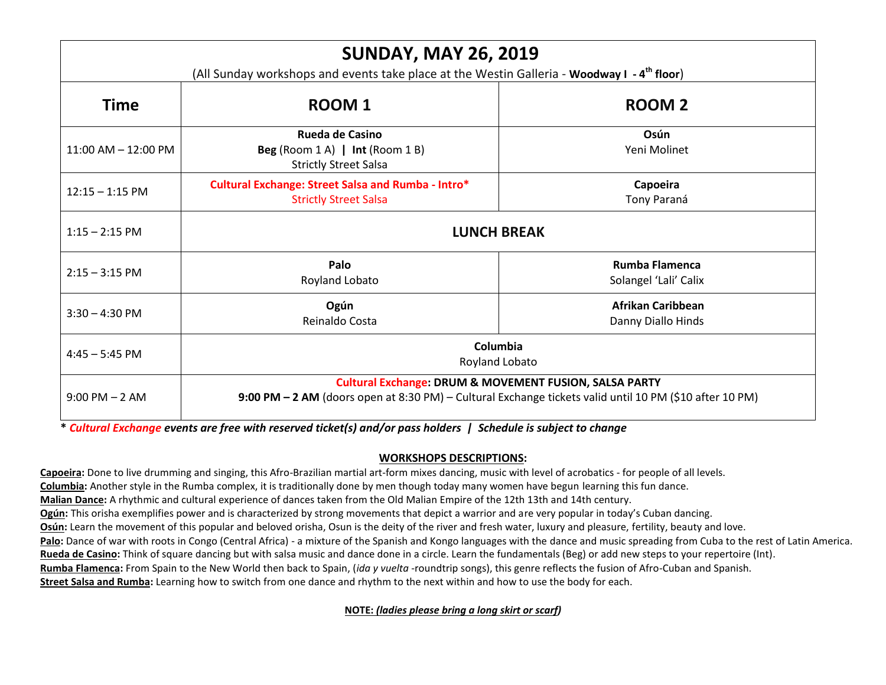| SUNDAY, MAY 26, 2019 (All Sunday workshops and events take place at the Westin Galleria - **Woodway I - 4th floor**) | | |
|---|---|---|
| **Time** | **ROOM 1** | **ROOM 2** |
| 11:00 AM – 12:00 PM | **Rueda de Casino**<br>**Beg** (Room 1 A) **\|** **Int** (Room 1 B)<br>Strictly Street Salsa | **Osún**<br>Yeni Molinet |
| 12:15 – 1:15 PM | **Cultural Exchange: Street Salsa and Rumba - Intro***<br>Strictly Street Salsa | **Capoeira**<br>Tony Paraná |
| 1:15 – 2:15 PM | **LUNCH BREAK** | |
| 2:15 – 3:15 PM | **Palo**<br>Royland Lobato | **Rumba Flamenca**<br>Solangel 'Lali' Calix |
| 3:30 – 4:30 PM | **Ogún**<br>Reinaldo Costa | **Afrikan Caribbean**<br>Danny Diallo Hinds |
| 4:45 – 5:45 PM | **Columbia**<br>Royland Lobato | |
| 9:00 PM – 2 AM | **Cultural Exchange: DRUM & MOVEMENT FUSION, SALSA PARTY**<br>**9:00 PM – 2 AM** (doors open at 8:30 PM) – Cultural Exchange tickets valid until 10 PM ($10 after 10 PM) | |

***Cultural Exchange events are free with reserved ticket(s) and/or pass holders | Schedule is subject to change***

## WORKSHOPS DESCRIPTIONS:

**Capoeira:** Done to live drumming and singing, this Afro-Brazilian martial art-form mixes dancing, music with level of acrobatics - for people of all levels.

**Columbia:** Another style in the Rumba complex, it is traditionally done by men though today many women have begun learning this fun dance.

**Malian Dance:** A rhythmic and cultural experience of dances taken from the Old Malian Empire of the 12th 13th and 14th century.

**Ogún:** This orisha exemplifies power and is characterized by strong movements that depict a warrior and are very popular in today's Cuban dancing.

**Osún:** Learn the movement of this popular and beloved orisha, Osun is the deity of the river and fresh water, luxury and pleasure, fertility, beauty and love.

**Palo:** Dance of war with roots in Congo (Central Africa) - a mixture of the Spanish and Kongo languages with the dance and music spreading from Cuba to the rest of Latin America.

**Rueda de Casino:** Think of square dancing but with salsa music and dance done in a circle. Learn the fundamentals (Beg) or add new steps to your repertoire (Int).

**Rumba Flamenca:** From Spain to the New World then back to Spain, (*ida y vuelta* -roundtrip songs), this genre reflects the fusion of Afro-Cuban and Spanish.

**Street Salsa and Rumba:** Learning how to switch from one dance and rhythm to the next within and how to use the body for each.

**NOTE: *(ladies please bring a long skirt or scarf)***